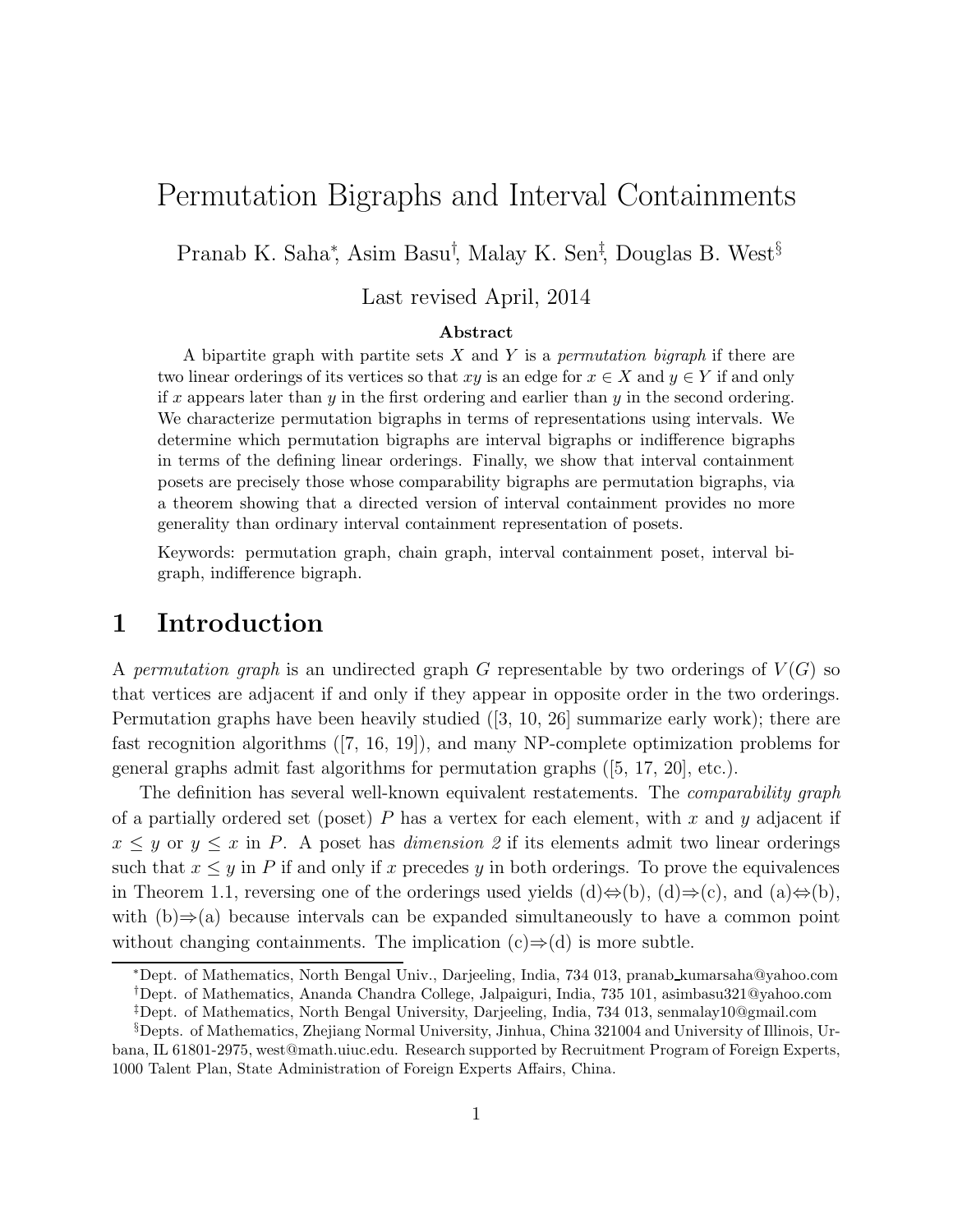# Permutation Bigraphs and Interval Containments

Pranab K. Saha[*], Asim Basu[†], Malay K. Sen[‡], Douglas B. West[§]

Last revised April, 2014

**Abstract**

A bipartite graph with partite sets $X$ and $Y$ is a *permutation bigraph* if there are two linear orderings of its vertices so that $xy$ is an edge for $x \in X$ and $y \in Y$ if and only if $x$ appears later than $y$ in the first ordering and earlier than $y$ in the second ordering. We characterize permutation bigraphs in terms of representations using intervals. We determine which permutation bigraphs are interval bigraphs or indifference bigraphs in terms of the defining linear orderings. Finally, we show that interval containment posets are precisely those whose comparability bigraphs are permutation bigraphs, via a theorem showing that a directed version of interval containment provides no more generality than ordinary interval containment representation of posets.

Keywords: permutation graph, chain graph, interval containment poset, interval bigraph, indifference bigraph.

## 1 Introduction

A *permutation graph* is an undirected graph $G$ representable by two orderings of $V(G)$ so that vertices are adjacent if and only if they appear in opposite order in the two orderings. Permutation graphs have been heavily studied ([3, 10, 26] summarize early work); there are fast recognition algorithms ([7, 16, 19]), and many NP-complete optimization problems for general graphs admit fast algorithms for permutation graphs ([5, 17, 20], etc.).

The definition has several well-known equivalent restatements. The *comparability graph* of a partially ordered set (poset) $P$ has a vertex for each element, with $x$ and $y$ adjacent if $x \le y$ or $y \le x$ in $P$. A poset has *dimension 2* if its elements admit two linear orderings such that $x \le y$ in $P$ if and only if $x$ precedes $y$ in both orderings. To prove the equivalences in Theorem 1.1, reversing one of the orderings used yields (d)⇔(b), (d)⇒(c), and (a)⇔(b), with (b)⇒(a) because intervals can be expanded simultaneously to have a common point without changing containments. The implication (c)⇒(d) is more subtle.

---

[*] Dept. of Mathematics, North Bengal Univ., Darjeeling, India, 734 013, pranab_kumarsaha@yahoo.com

[†] Dept. of Mathematics, Ananda Chandra College, Jalpaiguri, India, 735 101, asimbasu321@yahoo.com

[‡] Dept. of Mathematics, North Bengal University, Darjeeling, India, 734 013, senmalay10@gmail.com

[§] Depts. of Mathematics, Zhejiang Normal University, Jinhua, China 321004 and University of Illinois, Urbana, IL 61801-2975, west@math.uiuc.edu. Research supported by Recruitment Program of Foreign Experts, 1000 Talent Plan, State Administration of Foreign Experts Affairs, China.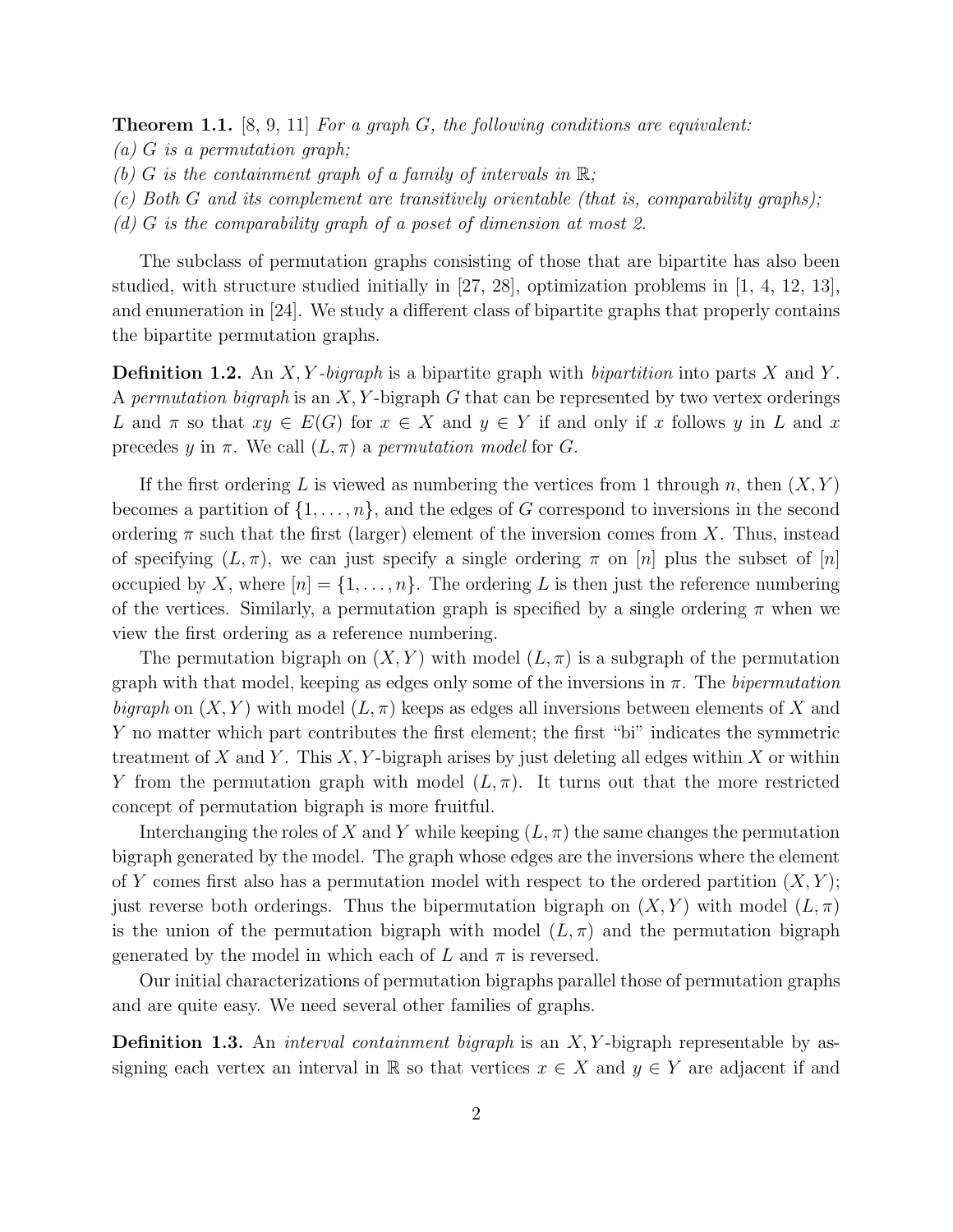**Theorem 1.1.** [8, 9, 11] *For a graph $G$, the following conditions are equivalent:*
*(a) $G$ is a permutation graph;*
*(b) $G$ is the containment graph of a family of intervals in $\mathbb{R}$;*
*(c) Both $G$ and its complement are transitively orientable (that is, comparability graphs);*
*(d) $G$ is the comparability graph of a poset of dimension at most 2.*

The subclass of permutation graphs consisting of those that are bipartite has also been studied, with structure studied initially in [27, 28], optimization problems in [1, 4, 12, 13], and enumeration in [24]. We study a different class of bipartite graphs that properly contains the bipartite permutation graphs.

**Definition 1.2.** An *$X,Y$-bigraph* is a bipartite graph with *bipartition* into parts $X$ and $Y$. A *permutation bigraph* is an $X,Y$-bigraph $G$ that can be represented by two vertex orderings $L$ and $\pi$ so that $xy \in E(G)$ for $x \in X$ and $y \in Y$ if and only if $x$ follows $y$ in $L$ and $x$ precedes $y$ in $\pi$. We call $(L, \pi)$ a *permutation model* for $G$.

If the first ordering $L$ is viewed as numbering the vertices from 1 through $n$, then $(X, Y)$ becomes a partition of $\{1, \ldots, n\}$, and the edges of $G$ correspond to inversions in the second ordering $\pi$ such that the first (larger) element of the inversion comes from $X$. Thus, instead of specifying $(L, \pi)$, we can just specify a single ordering $\pi$ on $[n]$ plus the subset of $[n]$ occupied by $X$, where $[n] = \{1, \ldots, n\}$. The ordering $L$ is then just the reference numbering of the vertices. Similarly, a permutation graph is specified by a single ordering $\pi$ when we view the first ordering as a reference numbering.

The permutation bigraph on $(X, Y)$ with model $(L, \pi)$ is a subgraph of the permutation graph with that model, keeping as edges only some of the inversions in $\pi$. The *bipermutation bigraph* on $(X, Y)$ with model $(L, \pi)$ keeps as edges all inversions between elements of $X$ and $Y$ no matter which part contributes the first element; the first "bi" indicates the symmetric treatment of $X$ and $Y$. This $X,Y$-bigraph arises by just deleting all edges within $X$ or within $Y$ from the permutation graph with model $(L, \pi)$. It turns out that the more restricted concept of permutation bigraph is more fruitful.

Interchanging the roles of $X$ and $Y$ while keeping $(L, \pi)$ the same changes the permutation bigraph generated by the model. The graph whose edges are the inversions where the element of $Y$ comes first also has a permutation model with respect to the ordered partition $(X, Y)$; just reverse both orderings. Thus the bipermutation bigraph on $(X, Y)$ with model $(L, \pi)$ is the union of the permutation bigraph with model $(L, \pi)$ and the permutation bigraph generated by the model in which each of $L$ and $\pi$ is reversed.

Our initial characterizations of permutation bigraphs parallel those of permutation graphs and are quite easy. We need several other families of graphs.

**Definition 1.3.** An *interval containment bigraph* is an $X,Y$-bigraph representable by assigning each vertex an interval in $\mathbb{R}$ so that vertices $x \in X$ and $y \in Y$ are adjacent if and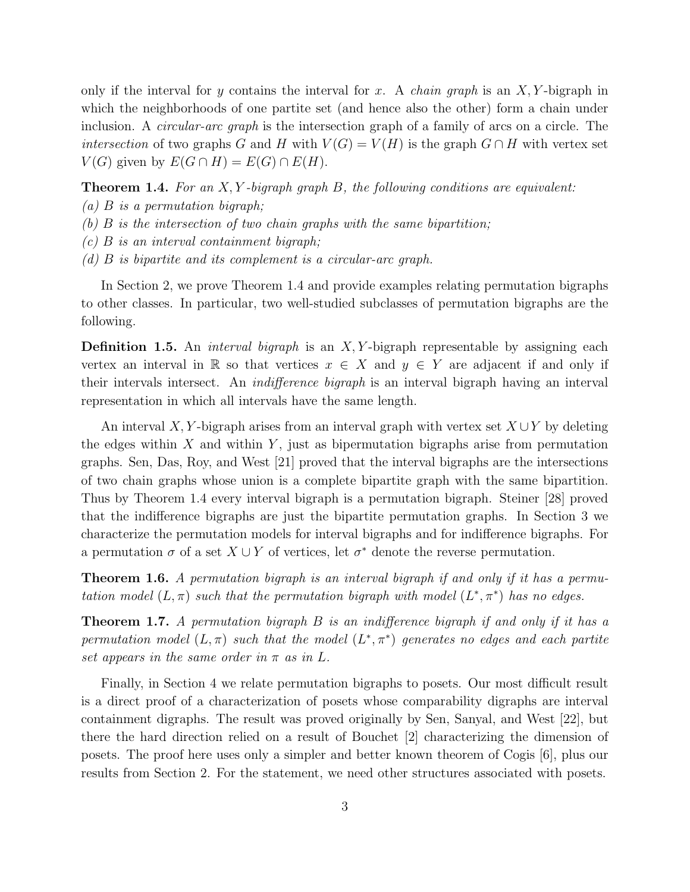only if the interval for $y$ contains the interval for $x$. A *chain graph* is an $X, Y$-bigraph in which the neighborhoods of one partite set (and hence also the other) form a chain under inclusion. A *circular-arc graph* is the intersection graph of a family of arcs on a circle. The *intersection* of two graphs $G$ and $H$ with $V(G) = V(H)$ is the graph $G \cap H$ with vertex set $V(G)$ given by $E(G \cap H) = E(G) \cap E(H)$.

**Theorem 1.4.** *For an $X, Y$-bigraph graph $B$, the following conditions are equivalent:*
*(a) $B$ is a permutation bigraph;*
*(b) $B$ is the intersection of two chain graphs with the same bipartition;*
*(c) $B$ is an interval containment bigraph;*
*(d) $B$ is bipartite and its complement is a circular-arc graph.*

In Section 2, we prove Theorem 1.4 and provide examples relating permutation bigraphs to other classes. In particular, two well-studied subclasses of permutation bigraphs are the following.

**Definition 1.5.** An *interval bigraph* is an $X, Y$-bigraph representable by assigning each vertex an interval in $\mathbb{R}$ so that vertices $x \in X$ and $y \in Y$ are adjacent if and only if their intervals intersect. An *indifference bigraph* is an interval bigraph having an interval representation in which all intervals have the same length.

An interval $X, Y$-bigraph arises from an interval graph with vertex set $X \cup Y$ by deleting the edges within $X$ and within $Y$, just as bipermutation bigraphs arise from permutation graphs. Sen, Das, Roy, and West [21] proved that the interval bigraphs are the intersections of two chain graphs whose union is a complete bipartite graph with the same bipartition. Thus by Theorem 1.4 every interval bigraph is a permutation bigraph. Steiner [28] proved that the indifference bigraphs are just the bipartite permutation graphs. In Section 3 we characterize the permutation models for interval bigraphs and for indifference bigraphs. For a permutation $\sigma$ of a set $X \cup Y$ of vertices, let $\sigma^*$ denote the reverse permutation.

**Theorem 1.6.** *A permutation bigraph is an interval bigraph if and only if it has a permutation model $(L, \pi)$ such that the permutation bigraph with model $(L^*, \pi^*)$ has no edges.*

**Theorem 1.7.** *A permutation bigraph $B$ is an indifference bigraph if and only if it has a permutation model $(L, \pi)$ such that the model $(L^*, \pi^*)$ generates no edges and each partite set appears in the same order in $\pi$ as in $L$.*

Finally, in Section 4 we relate permutation bigraphs to posets. Our most difficult result is a direct proof of a characterization of posets whose comparability digraphs are interval containment digraphs. The result was proved originally by Sen, Sanyal, and West [22], but there the hard direction relied on a result of Bouchet [2] characterizing the dimension of posets. The proof here uses only a simpler and better known theorem of Cogis [6], plus our results from Section 2. For the statement, we need other structures associated with posets.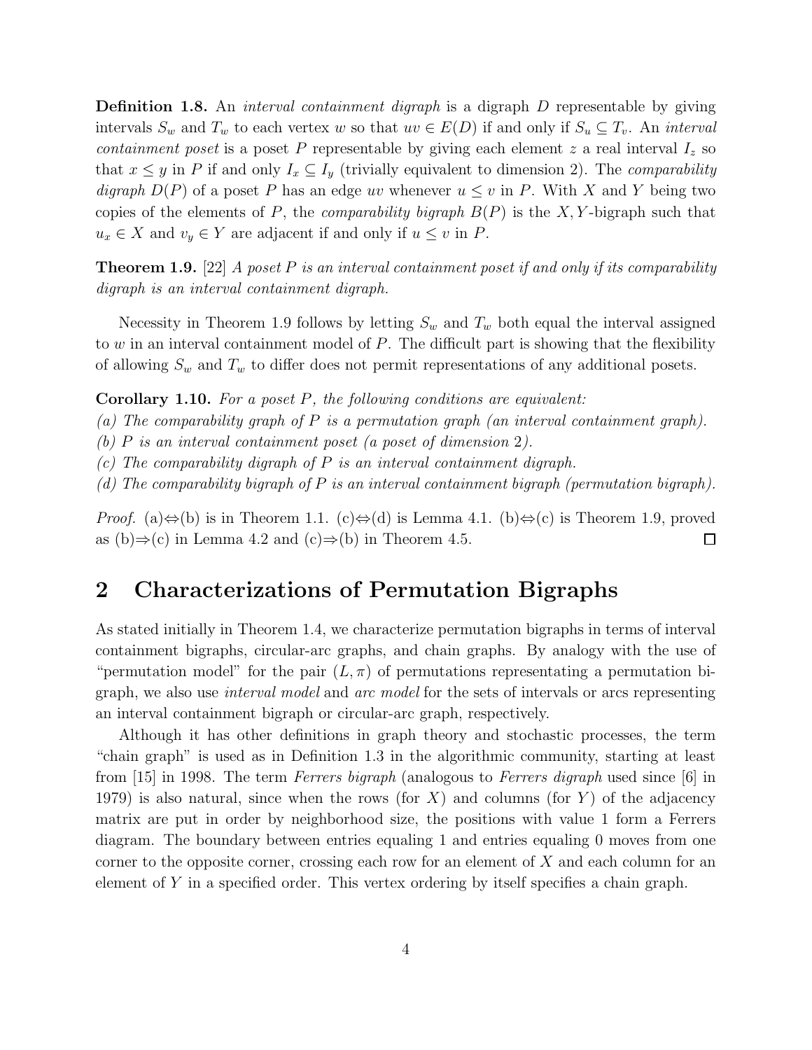**Definition 1.8.** An *interval containment digraph* is a digraph $D$ representable by giving intervals $S_w$ and $T_w$ to each vertex $w$ so that $uv \in E(D)$ if and only if $S_u \subseteq T_v$. An *interval containment poset* is a poset $P$ representable by giving each element $z$ a real interval $I_z$ so that $x \leq y$ in $P$ if and only $I_x \subseteq I_y$ (trivially equivalent to dimension 2). The *comparability digraph* $D(P)$ of a poset $P$ has an edge $uv$ whenever $u \leq v$ in $P$. With $X$ and $Y$ being two copies of the elements of $P$, the *comparability bigraph* $B(P)$ is the $X,Y$-bigraph such that $u_x \in X$ and $v_y \in Y$ are adjacent if and only if $u \leq v$ in $P$.

**Theorem 1.9.** [22] *A poset $P$ is an interval containment poset if and only if its comparability digraph is an interval containment digraph.*

Necessity in Theorem 1.9 follows by letting $S_w$ and $T_w$ both equal the interval assigned to $w$ in an interval containment model of $P$. The difficult part is showing that the flexibility of allowing $S_w$ and $T_w$ to differ does not permit representations of any additional posets.

**Corollary 1.10.** *For a poset $P$, the following conditions are equivalent:*
*(a) The comparability graph of $P$ is a permutation graph (an interval containment graph).*
*(b) $P$ is an interval containment poset (a poset of dimension 2).*
*(c) The comparability digraph of $P$ is an interval containment digraph.*
*(d) The comparability bigraph of $P$ is an interval containment bigraph (permutation bigraph).*

*Proof.* (a)$\Leftrightarrow$(b) is in Theorem 1.1. (c)$\Leftrightarrow$(d) is Lemma 4.1. (b)$\Leftrightarrow$(c) is Theorem 1.9, proved as (b)$\Rightarrow$(c) in Lemma 4.2 and (c)$\Rightarrow$(b) in Theorem 4.5. $\square$

## 2 Characterizations of Permutation Bigraphs

As stated initially in Theorem 1.4, we characterize permutation bigraphs in terms of interval containment bigraphs, circular-arc graphs, and chain graphs. By analogy with the use of "permutation model" for the pair $(L, \pi)$ of permutations representating a permutation bigraph, we also use *interval model* and *arc model* for the sets of intervals or arcs representing an interval containment bigraph or circular-arc graph, respectively.

Although it has other definitions in graph theory and stochastic processes, the term "chain graph" is used as in Definition 1.3 in the algorithmic community, starting at least from [15] in 1998. The term *Ferrers bigraph* (analogous to *Ferrers digraph* used since [6] in 1979) is also natural, since when the rows (for $X$) and columns (for $Y$) of the adjacency matrix are put in order by neighborhood size, the positions with value 1 form a Ferrers diagram. The boundary between entries equaling 1 and entries equaling 0 moves from one corner to the opposite corner, crossing each row for an element of $X$ and each column for an element of $Y$ in a specified order. This vertex ordering by itself specifies a chain graph.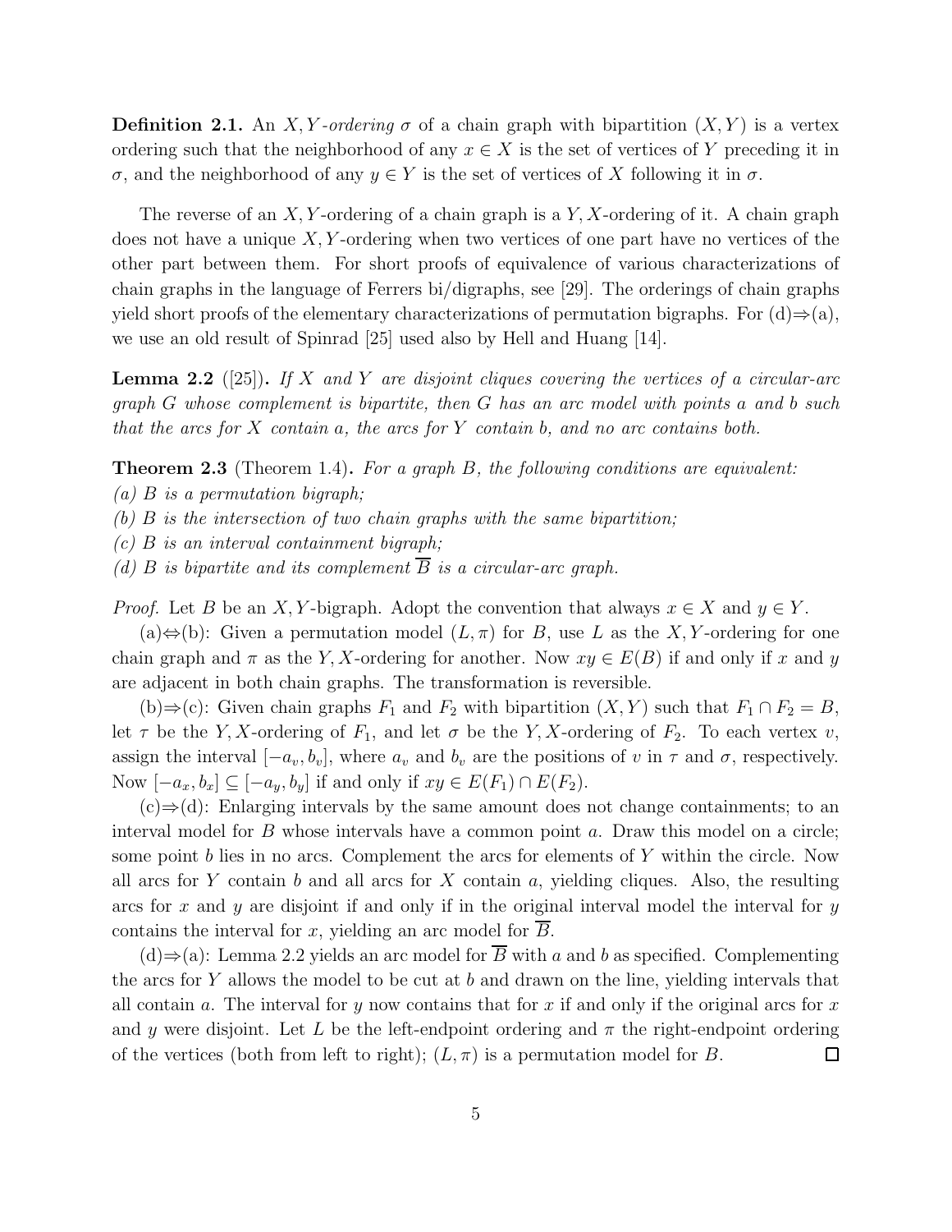**Definition 2.1.** An $X,Y$*-ordering* $\sigma$ of a chain graph with bipartition $(X,Y)$ is a vertex ordering such that the neighborhood of any $x \in X$ is the set of vertices of $Y$ preceding it in $\sigma$, and the neighborhood of any $y \in Y$ is the set of vertices of $X$ following it in $\sigma$.

The reverse of an $X,Y$-ordering of a chain graph is a $Y,X$-ordering of it. A chain graph does not have a unique $X,Y$-ordering when two vertices of one part have no vertices of the other part between them. For short proofs of equivalence of various characterizations of chain graphs in the language of Ferrers bi/digraphs, see [29]. The orderings of chain graphs yield short proofs of the elementary characterizations of permutation bigraphs. For (d)⇒(a), we use an old result of Spinrad [25] used also by Hell and Huang [14].

**Lemma 2.2** ([25])**.** *If $X$ and $Y$ are disjoint cliques covering the vertices of a circular-arc graph $G$ whose complement is bipartite, then $G$ has an arc model with points $a$ and $b$ such that the arcs for $X$ contain $a$, the arcs for $Y$ contain $b$, and no arc contains both.*

**Theorem 2.3** (Theorem 1.4)**.** *For a graph $B$, the following conditions are equivalent:*
*(a) $B$ is a permutation bigraph;*
*(b) $B$ is the intersection of two chain graphs with the same bipartition;*
*(c) $B$ is an interval containment bigraph;*
*(d) $B$ is bipartite and its complement $\overline{B}$ is a circular-arc graph.*

*Proof.* Let $B$ be an $X,Y$-bigraph. Adopt the convention that always $x \in X$ and $y \in Y$.

(a)⇔(b): Given a permutation model $(L,\pi)$ for $B$, use $L$ as the $X,Y$-ordering for one chain graph and $\pi$ as the $Y,X$-ordering for another. Now $xy \in E(B)$ if and only if $x$ and $y$ are adjacent in both chain graphs. The transformation is reversible.

(b)⇒(c): Given chain graphs $F_1$ and $F_2$ with bipartition $(X,Y)$ such that $F_1 \cap F_2 = B$, let $\tau$ be the $Y,X$-ordering of $F_1$, and let $\sigma$ be the $Y,X$-ordering of $F_2$. To each vertex $v$, assign the interval $[-a_v, b_v]$, where $a_v$ and $b_v$ are the positions of $v$ in $\tau$ and $\sigma$, respectively. Now $[-a_x, b_x] \subseteq [-a_y, b_y]$ if and only if $xy \in E(F_1) \cap E(F_2)$.

(c)⇒(d): Enlarging intervals by the same amount does not change containments; to an interval model for $B$ whose intervals have a common point $a$. Draw this model on a circle; some point $b$ lies in no arcs. Complement the arcs for elements of $Y$ within the circle. Now all arcs for $Y$ contain $b$ and all arcs for $X$ contain $a$, yielding cliques. Also, the resulting arcs for $x$ and $y$ are disjoint if and only if in the original interval model the interval for $y$ contains the interval for $x$, yielding an arc model for $\overline{B}$.

(d)⇒(a): Lemma 2.2 yields an arc model for $\overline{B}$ with $a$ and $b$ as specified. Complementing the arcs for $Y$ allows the model to be cut at $b$ and drawn on the line, yielding intervals that all contain $a$. The interval for $y$ now contains that for $x$ if and only if the original arcs for $x$ and $y$ were disjoint. Let $L$ be the left-endpoint ordering and $\pi$ the right-endpoint ordering of the vertices (both from left to right); $(L,\pi)$ is a permutation model for $B$. □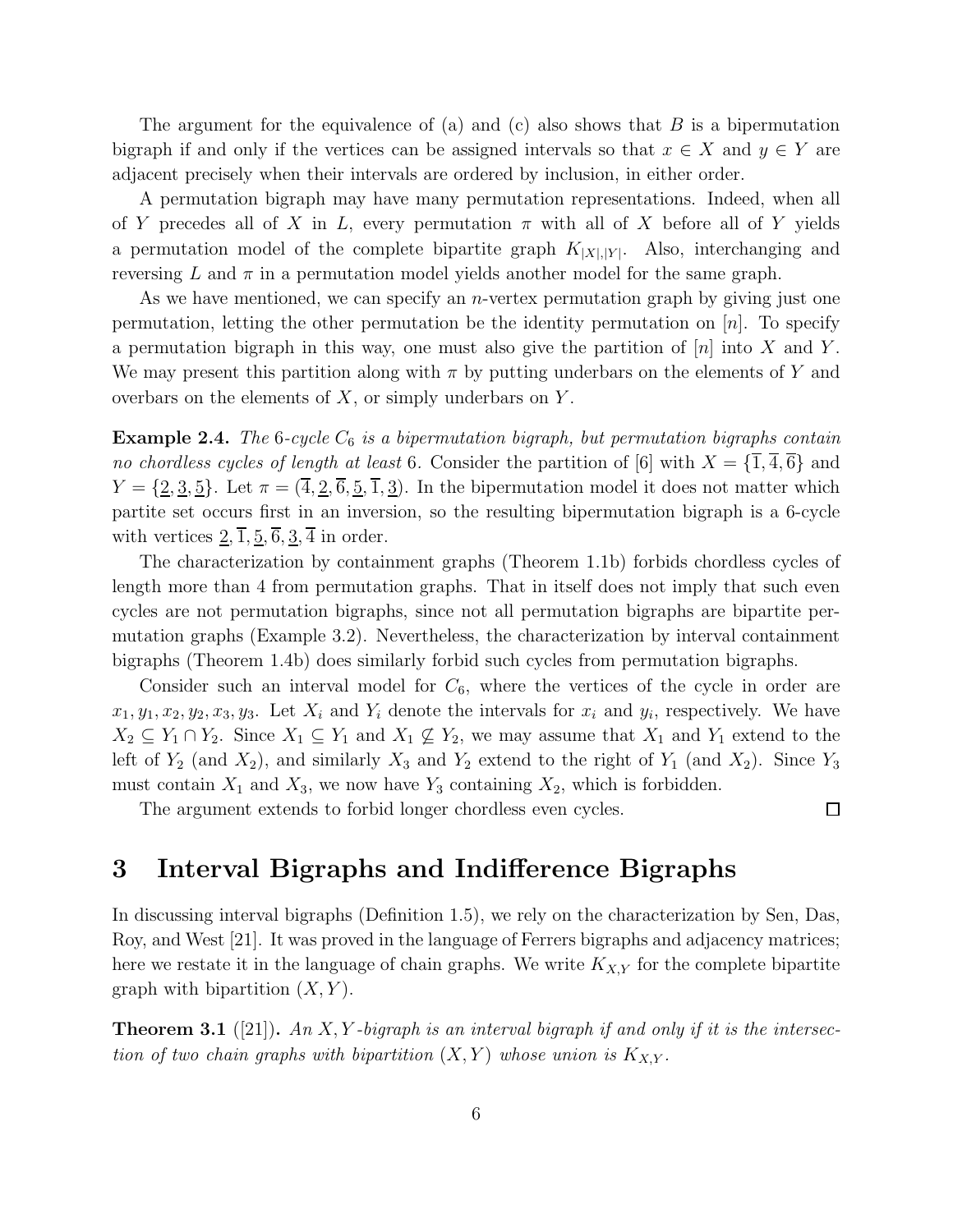The argument for the equivalence of (a) and (c) also shows that $B$ is a bipermutation bigraph if and only if the vertices can be assigned intervals so that $x \in X$ and $y \in Y$ are adjacent precisely when their intervals are ordered by inclusion, in either order.

A permutation bigraph may have many permutation representations. Indeed, when all of $Y$ precedes all of $X$ in $L$, every permutation $\pi$ with all of $X$ before all of $Y$ yields a permutation model of the complete bipartite graph $K_{|X|,|Y|}$. Also, interchanging and reversing $L$ and $\pi$ in a permutation model yields another model for the same graph.

As we have mentioned, we can specify an $n$-vertex permutation graph by giving just one permutation, letting the other permutation be the identity permutation on $[n]$. To specify a permutation bigraph in this way, one must also give the partition of $[n]$ into $X$ and $Y$. We may present this partition along with $\pi$ by putting underbars on the elements of $Y$ and overbars on the elements of $X$, or simply underbars on $Y$.

**Example 2.4.** *The 6-cycle $C_6$ is a bipermutation bigraph, but permutation bigraphs contain no chordless cycles of length at least 6.* Consider the partition of [6] with $X = \{\overline{1}, \overline{4}, \overline{6}\}$ and $Y = \{\underline{2}, \underline{3}, \underline{5}\}$. Let $\pi = (\overline{4}, \underline{2}, \overline{6}, \underline{5}, \overline{1}, \underline{3})$. In the bipermutation model it does not matter which partite set occurs first in an inversion, so the resulting bipermutation bigraph is a 6-cycle with vertices $\underline{2}, \overline{1}, \underline{5}, \overline{6}, \underline{3}, \overline{4}$ in order.

The characterization by containment graphs (Theorem 1.1b) forbids chordless cycles of length more than 4 from permutation graphs. That in itself does not imply that such even cycles are not permutation bigraphs, since not all permutation bigraphs are bipartite permutation graphs (Example 3.2). Nevertheless, the characterization by interval containment bigraphs (Theorem 1.4b) does similarly forbid such cycles from permutation bigraphs.

Consider such an interval model for $C_6$, where the vertices of the cycle in order are $x_1, y_1, x_2, y_2, x_3, y_3$. Let $X_i$ and $Y_i$ denote the intervals for $x_i$ and $y_i$, respectively. We have $X_2 \subseteq Y_1 \cap Y_2$. Since $X_1 \subseteq Y_1$ and $X_1 \not\subseteq Y_2$, we may assume that $X_1$ and $Y_1$ extend to the left of $Y_2$ (and $X_2$), and similarly $X_3$ and $Y_2$ extend to the right of $Y_1$ (and $X_2$). Since $Y_3$ must contain $X_1$ and $X_3$, we now have $Y_3$ containing $X_2$, which is forbidden.

The argument extends to forbid longer chordless even cycles. □

# 3 Interval Bigraphs and Indifference Bigraphs

In discussing interval bigraphs (Definition 1.5), we rely on the characterization by Sen, Das, Roy, and West [21]. It was proved in the language of Ferrers bigraphs and adjacency matrices; here we restate it in the language of chain graphs. We write $K_{X,Y}$ for the complete bipartite graph with bipartition $(X, Y)$.

**Theorem 3.1** ([21])**.** *An $X, Y$-bigraph is an interval bigraph if and only if it is the intersection of two chain graphs with bipartition $(X, Y)$ whose union is $K_{X,Y}$.*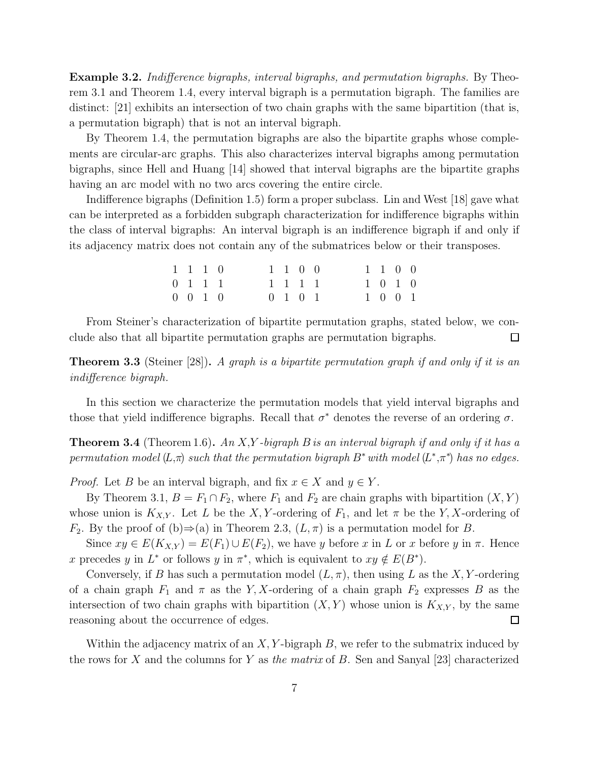**Example 3.2.** *Indifference bigraphs, interval bigraphs, and permutation bigraphs.* By Theorem 3.1 and Theorem 1.4, every interval bigraph is a permutation bigraph. The families are distinct: [21] exhibits an intersection of two chain graphs with the same bipartition (that is, a permutation bigraph) that is not an interval bigraph.

By Theorem 1.4, the permutation bigraphs are also the bipartite graphs whose complements are circular-arc graphs. This also characterizes interval bigraphs among permutation bigraphs, since Hell and Huang [14] showed that interval bigraphs are the bipartite graphs having an arc model with no two arcs covering the entire circle.

Indifference bigraphs (Definition 1.5) form a proper subclass. Lin and West [18] gave what can be interpreted as a forbidden subgraph characterization for indifference bigraphs within the class of interval bigraphs: An interval bigraph is an indifference bigraph if and only if its adjacency matrix does not contain any of the submatrices below or their transposes.

$$
\begin{matrix} 1 & 1 & 1 & 0 \\ 0 & 1 & 1 & 1 \\ 0 & 0 & 1 & 0 \end{matrix}
\qquad
\begin{matrix} 1 & 1 & 0 & 0 \\ 1 & 1 & 1 & 1 \\ 0 & 1 & 0 & 1 \end{matrix}
\qquad
\begin{matrix} 1 & 1 & 0 & 0 \\ 1 & 0 & 1 & 0 \\ 1 & 0 & 0 & 1 \end{matrix}
$$

From Steiner's characterization of bipartite permutation graphs, stated below, we conclude also that all bipartite permutation graphs are permutation bigraphs. □

**Theorem 3.3** (Steiner [28])**.** *A graph is a bipartite permutation graph if and only if it is an indifference bigraph.*

In this section we characterize the permutation models that yield interval bigraphs and those that yield indifference bigraphs. Recall that $\sigma^*$ denotes the reverse of an ordering $\sigma$.

**Theorem 3.4** (Theorem 1.6)**.** *An $X,Y$-bigraph $B$ is an interval bigraph if and only if it has a permutation model $(L,\pi)$ such that the permutation bigraph $B^*$ with model $(L^*,\pi^*)$ has no edges.*

*Proof.* Let $B$ be an interval bigraph, and fix $x \in X$ and $y \in Y$.

By Theorem 3.1, $B = F_1 \cap F_2$, where $F_1$ and $F_2$ are chain graphs with bipartition $(X,Y)$ whose union is $K_{X,Y}$. Let $L$ be the $X,Y$-ordering of $F_1$, and let $\pi$ be the $Y,X$-ordering of $F_2$. By the proof of (b)⇒(a) in Theorem 2.3, $(L,\pi)$ is a permutation model for $B$.

Since $xy \in E(K_{X,Y}) = E(F_1) \cup E(F_2)$, we have $y$ before $x$ in $L$ or $x$ before $y$ in $\pi$. Hence $x$ precedes $y$ in $L^*$ or follows $y$ in $\pi^*$, which is equivalent to $xy \notin E(B^*)$.

Conversely, if $B$ has such a permutation model $(L,\pi)$, then using $L$ as the $X,Y$-ordering of a chain graph $F_1$ and $\pi$ as the $Y,X$-ordering of a chain graph $F_2$ expresses $B$ as the intersection of two chain graphs with bipartition $(X,Y)$ whose union is $K_{X,Y}$, by the same reasoning about the occurrence of edges. □

Within the adjacency matrix of an $X,Y$-bigraph $B$, we refer to the submatrix induced by the rows for $X$ and the columns for $Y$ as *the matrix* of $B$. Sen and Sanyal [23] characterized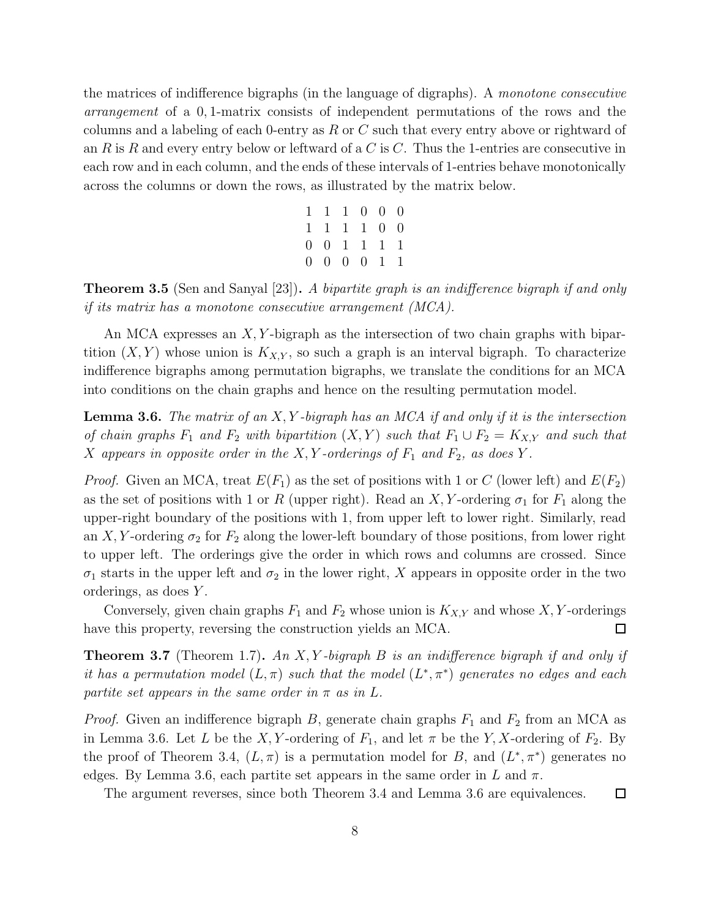the matrices of indifference bigraphs (in the language of digraphs). A *monotone consecutive arrangement* of a 0, 1-matrix consists of independent permutations of the rows and the columns and a labeling of each 0-entry as $R$ or $C$ such that every entry above or rightward of an $R$ is $R$ and every entry below or leftward of a $C$ is $C$. Thus the 1-entries are consecutive in each row and in each column, and the ends of these intervals of 1-entries behave monotonically across the columns or down the rows, as illustrated by the matrix below.

$$
\begin{matrix}
1 & 1 & 1 & 0 & 0 & 0 \\
1 & 1 & 1 & 1 & 0 & 0 \\
0 & 0 & 1 & 1 & 1 & 1 \\
0 & 0 & 0 & 0 & 1 & 1
\end{matrix}
$$

**Theorem 3.5** (Sen and Sanyal [23])**.** *A bipartite graph is an indifference bigraph if and only if its matrix has a monotone consecutive arrangement (MCA).*

An MCA expresses an $X, Y$-bigraph as the intersection of two chain graphs with bipartition $(X, Y)$ whose union is $K_{X,Y}$, so such a graph is an interval bigraph. To characterize indifference bigraphs among permutation bigraphs, we translate the conditions for an MCA into conditions on the chain graphs and hence on the resulting permutation model.

**Lemma 3.6.** *The matrix of an $X, Y$-bigraph has an MCA if and only if it is the intersection of chain graphs $F_1$ and $F_2$ with bipartition $(X, Y)$ such that $F_1 \cup F_2 = K_{X,Y}$ and such that $X$ appears in opposite order in the $X, Y$-orderings of $F_1$ and $F_2$, as does $Y$.*

*Proof.* Given an MCA, treat $E(F_1)$ as the set of positions with 1 or $C$ (lower left) and $E(F_2)$ as the set of positions with 1 or $R$ (upper right). Read an $X, Y$-ordering $\sigma_1$ for $F_1$ along the upper-right boundary of the positions with 1, from upper left to lower right. Similarly, read an $X, Y$-ordering $\sigma_2$ for $F_2$ along the lower-left boundary of those positions, from lower right to upper left. The orderings give the order in which rows and columns are crossed. Since $\sigma_1$ starts in the upper left and $\sigma_2$ in the lower right, $X$ appears in opposite order in the two orderings, as does $Y$.

Conversely, given chain graphs $F_1$ and $F_2$ whose union is $K_{X,Y}$ and whose $X, Y$-orderings have this property, reversing the construction yields an MCA. ☐

**Theorem 3.7** (Theorem 1.7)**.** *An $X, Y$-bigraph $B$ is an indifference bigraph if and only if it has a permutation model $(L, \pi)$ such that the model $(L^*, \pi^*)$ generates no edges and each partite set appears in the same order in $\pi$ as in $L$.*

*Proof.* Given an indifference bigraph $B$, generate chain graphs $F_1$ and $F_2$ from an MCA as in Lemma 3.6. Let $L$ be the $X, Y$-ordering of $F_1$, and let $\pi$ be the $Y, X$-ordering of $F_2$. By the proof of Theorem 3.4, $(L, \pi)$ is a permutation model for $B$, and $(L^*, \pi^*)$ generates no edges. By Lemma 3.6, each partite set appears in the same order in $L$ and $\pi$.

The argument reverses, since both Theorem 3.4 and Lemma 3.6 are equivalences. ☐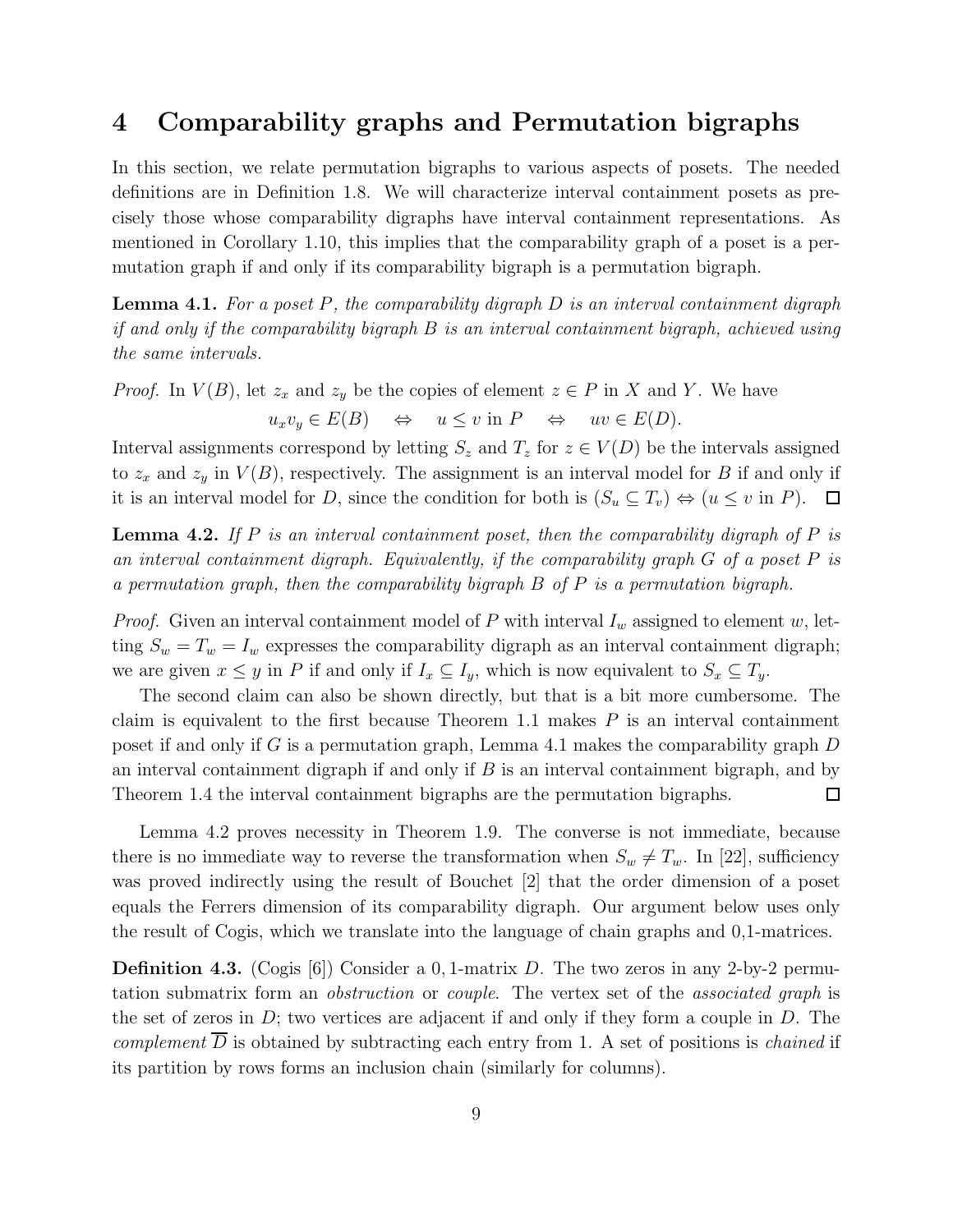# 4 Comparability graphs and Permutation bigraphs

In this section, we relate permutation bigraphs to various aspects of posets. The needed definitions are in Definition 1.8. We will characterize interval containment posets as precisely those whose comparability digraphs have interval containment representations. As mentioned in Corollary 1.10, this implies that the comparability graph of a poset is a permutation graph if and only if its comparability bigraph is a permutation bigraph.

**Lemma 4.1.** *For a poset $P$, the comparability digraph $D$ is an interval containment digraph if and only if the comparability bigraph $B$ is an interval containment bigraph, achieved using the same intervals.*

*Proof.* In $V(B)$, let $z_x$ and $z_y$ be the copies of element $z \in P$ in $X$ and $Y$. We have

$$u_x v_y \in E(B) \quad \Leftrightarrow \quad u \le v \text{ in } P \quad \Leftrightarrow \quad uv \in E(D).$$

Interval assignments correspond by letting $S_z$ and $T_z$ for $z \in V(D)$ be the intervals assigned to $z_x$ and $z_y$ in $V(B)$, respectively. The assignment is an interval model for $B$ if and only if it is an interval model for $D$, since the condition for both is $(S_u \subseteq T_v) \Leftrightarrow (u \le v \text{ in } P)$. $\square$

**Lemma 4.2.** *If $P$ is an interval containment poset, then the comparability digraph of $P$ is an interval containment digraph. Equivalently, if the comparability graph $G$ of a poset $P$ is a permutation graph, then the comparability bigraph $B$ of $P$ is a permutation bigraph.*

*Proof.* Given an interval containment model of $P$ with interval $I_w$ assigned to element $w$, letting $S_w = T_w = I_w$ expresses the comparability digraph as an interval containment digraph; we are given $x \le y$ in $P$ if and only if $I_x \subseteq I_y$, which is now equivalent to $S_x \subseteq T_y$.

The second claim can also be shown directly, but that is a bit more cumbersome. The claim is equivalent to the first because Theorem 1.1 makes $P$ is an interval containment poset if and only if $G$ is a permutation graph, Lemma 4.1 makes the comparability graph $D$ an interval containment digraph if and only if $B$ is an interval containment bigraph, and by Theorem 1.4 the interval containment bigraphs are the permutation bigraphs. $\square$

Lemma 4.2 proves necessity in Theorem 1.9. The converse is not immediate, because there is no immediate way to reverse the transformation when $S_w \ne T_w$. In [22], sufficiency was proved indirectly using the result of Bouchet [2] that the order dimension of a poset equals the Ferrers dimension of its comparability digraph. Our argument below uses only the result of Cogis, which we translate into the language of chain graphs and 0,1-matrices.

**Definition 4.3.** (Cogis [6]) Consider a $0,1$-matrix $D$. The two zeros in any 2-by-2 permutation submatrix form an *obstruction* or *couple*. The vertex set of the *associated graph* is the set of zeros in $D$; two vertices are adjacent if and only if they form a couple in $D$. The *complement* $\overline{D}$ is obtained by subtracting each entry from 1. A set of positions is *chained* if its partition by rows forms an inclusion chain (similarly for columns).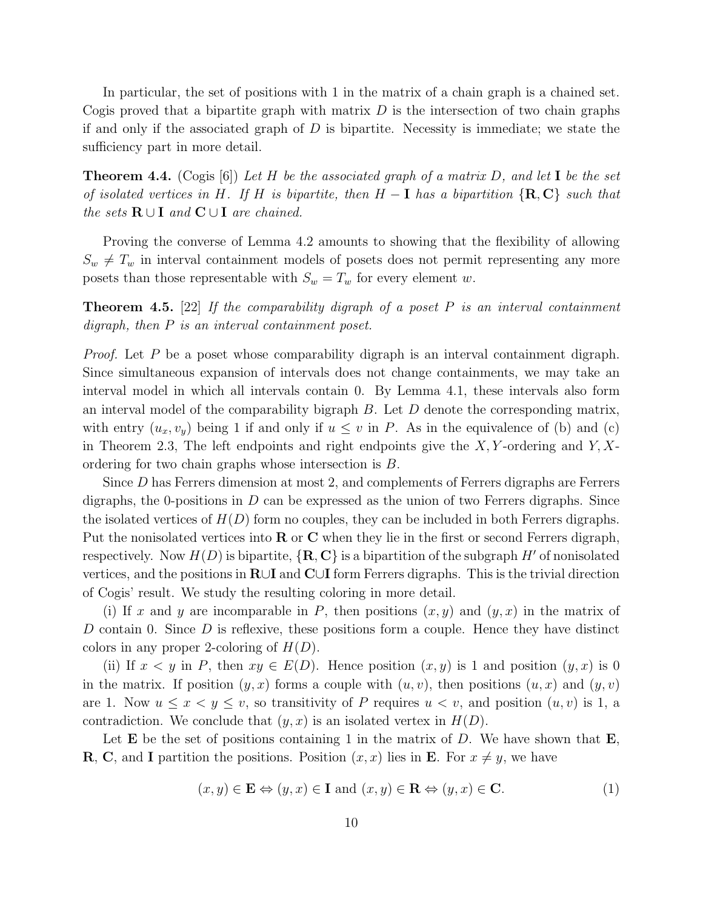In particular, the set of positions with 1 in the matrix of a chain graph is a chained set. Cogis proved that a bipartite graph with matrix $D$ is the intersection of two chain graphs if and only if the associated graph of $D$ is bipartite. Necessity is immediate; we state the sufficiency part in more detail.

**Theorem 4.4.** (Cogis [6]) *Let $H$ be the associated graph of a matrix $D$, and let $\mathbf{I}$ be the set of isolated vertices in $H$. If $H$ is bipartite, then $H - \mathbf{I}$ has a bipartition $\{\mathbf{R}, \mathbf{C}\}$ such that the sets $\mathbf{R} \cup \mathbf{I}$ and $\mathbf{C} \cup \mathbf{I}$ are chained.*

Proving the converse of Lemma 4.2 amounts to showing that the flexibility of allowing $S_w \neq T_w$ in interval containment models of posets does not permit representing any more posets than those representable with $S_w = T_w$ for every element $w$.

**Theorem 4.5.** [22] *If the comparability digraph of a poset $P$ is an interval containment digraph, then $P$ is an interval containment poset.*

*Proof.* Let $P$ be a poset whose comparability digraph is an interval containment digraph. Since simultaneous expansion of intervals does not change containments, we may take an interval model in which all intervals contain 0. By Lemma 4.1, these intervals also form an interval model of the comparability bigraph $B$. Let $D$ denote the corresponding matrix, with entry $(u_x, v_y)$ being 1 if and only if $u \leq v$ in $P$. As in the equivalence of (b) and (c) in Theorem 2.3, The left endpoints and right endpoints give the $X, Y$-ordering and $Y, X$-ordering for two chain graphs whose intersection is $B$.

Since $D$ has Ferrers dimension at most 2, and complements of Ferrers digraphs are Ferrers digraphs, the 0-positions in $D$ can be expressed as the union of two Ferrers digraphs. Since the isolated vertices of $H(D)$ form no couples, they can be included in both Ferrers digraphs. Put the nonisolated vertices into $\mathbf{R}$ or $\mathbf{C}$ when they lie in the first or second Ferrers digraph, respectively. Now $H(D)$ is bipartite, $\{\mathbf{R}, \mathbf{C}\}$ is a bipartition of the subgraph $H'$ of nonisolated vertices, and the positions in $\mathbf{R} \cup \mathbf{I}$ and $\mathbf{C} \cup \mathbf{I}$ form Ferrers digraphs. This is the trivial direction of Cogis' result. We study the resulting coloring in more detail.

(i) If $x$ and $y$ are incomparable in $P$, then positions $(x, y)$ and $(y, x)$ in the matrix of $D$ contain 0. Since $D$ is reflexive, these positions form a couple. Hence they have distinct colors in any proper 2-coloring of $H(D)$.

(ii) If $x < y$ in $P$, then $xy \in E(D)$. Hence position $(x, y)$ is 1 and position $(y, x)$ is 0 in the matrix. If position $(y, x)$ forms a couple with $(u, v)$, then positions $(u, x)$ and $(y, v)$ are 1. Now $u \leq x < y \leq v$, so transitivity of $P$ requires $u < v$, and position $(u, v)$ is 1, a contradiction. We conclude that $(y, x)$ is an isolated vertex in $H(D)$.

Let $\mathbf{E}$ be the set of positions containing 1 in the matrix of $D$. We have shown that $\mathbf{E}$, $\mathbf{R}$, $\mathbf{C}$, and $\mathbf{I}$ partition the positions. Position $(x, x)$ lies in $\mathbf{E}$. For $x \neq y$, we have

$$(x, y) \in \mathbf{E} \Leftrightarrow (y, x) \in \mathbf{I} \text{ and } (x, y) \in \mathbf{R} \Leftrightarrow (y, x) \in \mathbf{C}. \qquad (1)$$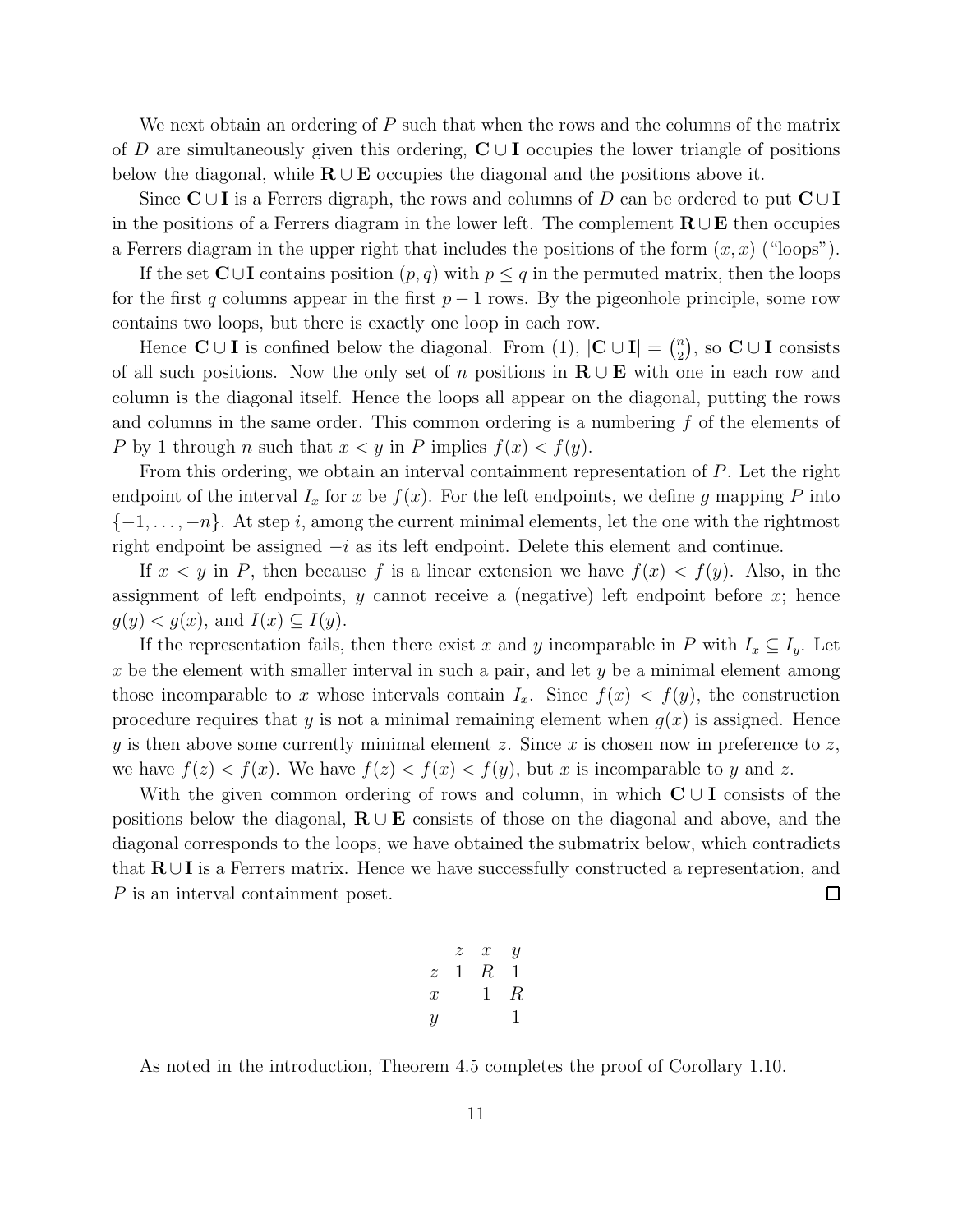We next obtain an ordering of $P$ such that when the rows and the columns of the matrix of $D$ are simultaneously given this ordering, $\mathbf{C} \cup \mathbf{I}$ occupies the lower triangle of positions below the diagonal, while $\mathbf{R} \cup \mathbf{E}$ occupies the diagonal and the positions above it.

Since $\mathbf{C} \cup \mathbf{I}$ is a Ferrers digraph, the rows and columns of $D$ can be ordered to put $\mathbf{C} \cup \mathbf{I}$ in the positions of a Ferrers diagram in the lower left. The complement $\mathbf{R} \cup \mathbf{E}$ then occupies a Ferrers diagram in the upper right that includes the positions of the form $(x, x)$ ("loops").

If the set $\mathbf{C} \cup \mathbf{I}$ contains position $(p, q)$ with $p \le q$ in the permuted matrix, then the loops for the first $q$ columns appear in the first $p - 1$ rows. By the pigeonhole principle, some row contains two loops, but there is exactly one loop in each row.

Hence $\mathbf{C} \cup \mathbf{I}$ is confined below the diagonal. From (1), $|\mathbf{C} \cup \mathbf{I}| = \binom{n}{2}$, so $\mathbf{C} \cup \mathbf{I}$ consists of all such positions. Now the only set of $n$ positions in $\mathbf{R} \cup \mathbf{E}$ with one in each row and column is the diagonal itself. Hence the loops all appear on the diagonal, putting the rows and columns in the same order. This common ordering is a numbering $f$ of the elements of $P$ by 1 through $n$ such that $x < y$ in $P$ implies $f(x) < f(y)$.

From this ordering, we obtain an interval containment representation of $P$. Let the right endpoint of the interval $I_x$ for $x$ be $f(x)$. For the left endpoints, we define $g$ mapping $P$ into $\{-1, \ldots, -n\}$. At step $i$, among the current minimal elements, let the one with the rightmost right endpoint be assigned $-i$ as its left endpoint. Delete this element and continue.

If $x < y$ in $P$, then because $f$ is a linear extension we have $f(x) < f(y)$. Also, in the assignment of left endpoints, $y$ cannot receive a (negative) left endpoint before $x$; hence $g(y) < g(x)$, and $I(x) \subseteq I(y)$.

If the representation fails, then there exist $x$ and $y$ incomparable in $P$ with $I_x \subseteq I_y$. Let $x$ be the element with smaller interval in such a pair, and let $y$ be a minimal element among those incomparable to $x$ whose intervals contain $I_x$. Since $f(x) < f(y)$, the construction procedure requires that $y$ is not a minimal remaining element when $g(x)$ is assigned. Hence $y$ is then above some currently minimal element $z$. Since $x$ is chosen now in preference to $z$, we have $f(z) < f(x)$. We have $f(z) < f(x) < f(y)$, but $x$ is incomparable to $y$ and $z$.

With the given common ordering of rows and column, in which $\mathbf{C} \cup \mathbf{I}$ consists of the positions below the diagonal, $\mathbf{R} \cup \mathbf{E}$ consists of those on the diagonal and above, and the diagonal corresponds to the loops, we have obtained the submatrix below, which contradicts that $\mathbf{R} \cup \mathbf{I}$ is a Ferrers matrix. Hence we have successfully constructed a representation, and $P$ is an interval containment poset. □

$$\begin{array}{cccc} & z & x & y \\ z & 1 & R & 1 \\ x & & 1 & R \\ y & & & 1 \end{array}$$

As noted in the introduction, Theorem 4.5 completes the proof of Corollary 1.10.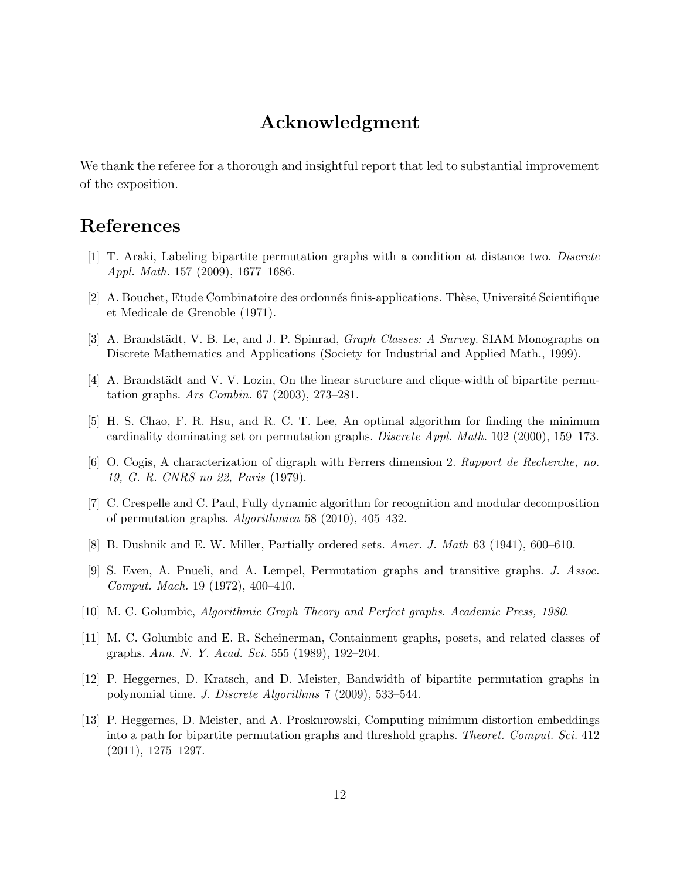## Acknowledgment

We thank the referee for a thorough and insightful report that led to substantial improvement of the exposition.

## References

[1] T. Araki, Labeling bipartite permutation graphs with a condition at distance two. *Discrete Appl. Math.* 157 (2009), 1677–1686.

[2] A. Bouchet, Etude Combinatoire des ordonnés finis-applications. Thèse, Université Scientifique et Medicale de Grenoble (1971).

[3] A. Brandstädt, V. B. Le, and J. P. Spinrad, *Graph Classes: A Survey.* SIAM Monographs on Discrete Mathematics and Applications (Society for Industrial and Applied Math., 1999).

[4] A. Brandstädt and V. V. Lozin, On the linear structure and clique-width of bipartite permutation graphs. *Ars Combin.* 67 (2003), 273–281.

[5] H. S. Chao, F. R. Hsu, and R. C. T. Lee, An optimal algorithm for finding the minimum cardinality dominating set on permutation graphs. *Discrete Appl. Math.* 102 (2000), 159–173.

[6] O. Cogis, A characterization of digraph with Ferrers dimension 2. *Rapport de Recherche, no. 19, G. R. CNRS no 22, Paris* (1979).

[7] C. Crespelle and C. Paul, Fully dynamic algorithm for recognition and modular decomposition of permutation graphs. *Algorithmica* 58 (2010), 405–432.

[8] B. Dushnik and E. W. Miller, Partially ordered sets. *Amer. J. Math* 63 (1941), 600–610.

[9] S. Even, A. Pnueli, and A. Lempel, Permutation graphs and transitive graphs. *J. Assoc. Comput. Mach.* 19 (1972), 400–410.

[10] M. C. Golumbic, *Algorithmic Graph Theory and Perfect graphs. Academic Press, 1980*.

[11] M. C. Golumbic and E. R. Scheinerman, Containment graphs, posets, and related classes of graphs. *Ann. N. Y. Acad. Sci.* 555 (1989), 192–204.

[12] P. Heggernes, D. Kratsch, and D. Meister, Bandwidth of bipartite permutation graphs in polynomial time. *J. Discrete Algorithms* 7 (2009), 533–544.

[13] P. Heggernes, D. Meister, and A. Proskurowski, Computing minimum distortion embeddings into a path for bipartite permutation graphs and threshold graphs. *Theoret. Comput. Sci.* 412 (2011), 1275–1297.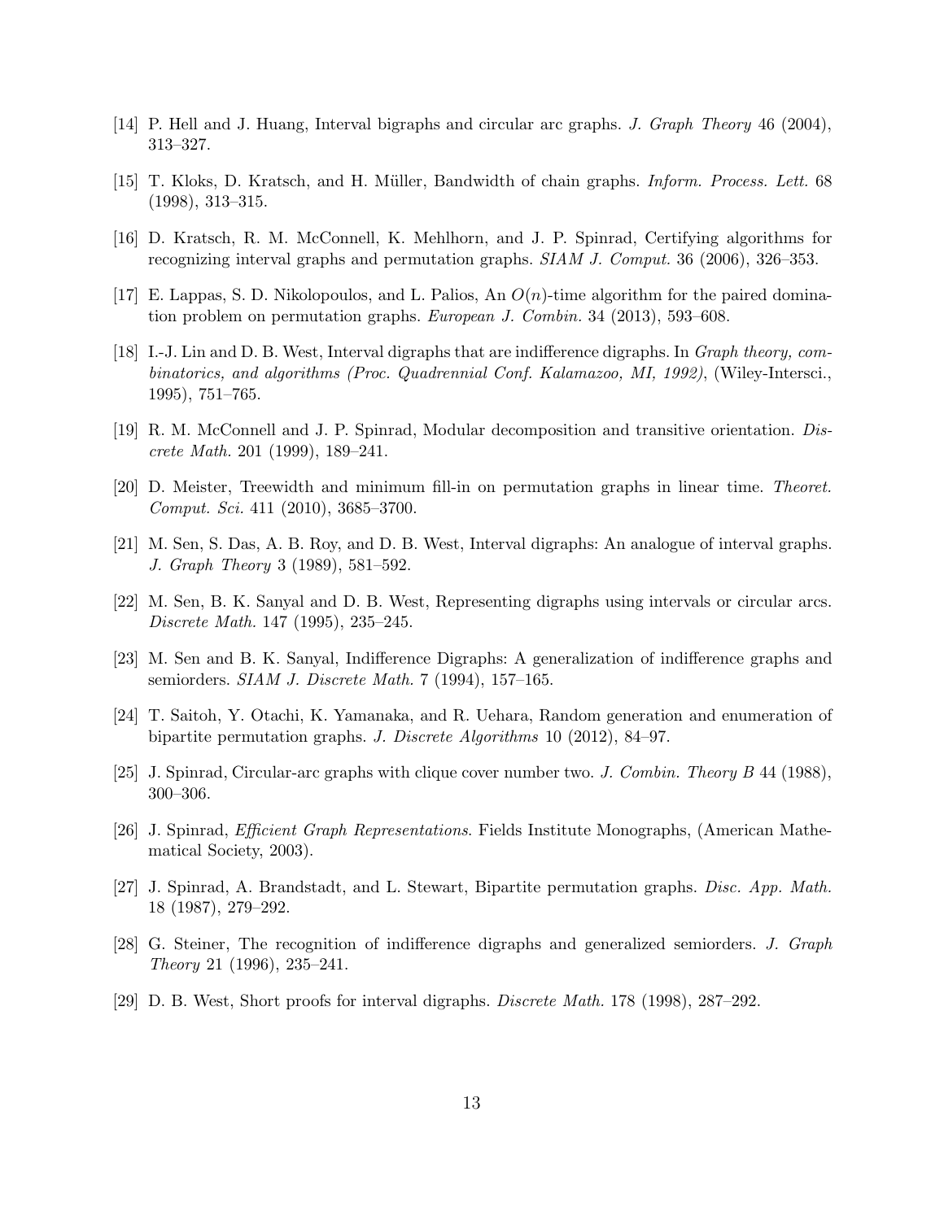[14] P. Hell and J. Huang, Interval bigraphs and circular arc graphs. *J. Graph Theory* 46 (2004), 313–327.

[15] T. Kloks, D. Kratsch, and H. Müller, Bandwidth of chain graphs. *Inform. Process. Lett.* 68 (1998), 313–315.

[16] D. Kratsch, R. M. McConnell, K. Mehlhorn, and J. P. Spinrad, Certifying algorithms for recognizing interval graphs and permutation graphs. *SIAM J. Comput.* 36 (2006), 326–353.

[17] E. Lappas, S. D. Nikolopoulos, and L. Palios, An $O(n)$-time algorithm for the paired domination problem on permutation graphs. *European J. Combin.* 34 (2013), 593–608.

[18] I.-J. Lin and D. B. West, Interval digraphs that are indifference digraphs. In *Graph theory, combinatorics, and algorithms (Proc. Quadrennial Conf. Kalamazoo, MI, 1992)*, (Wiley-Intersci., 1995), 751–765.

[19] R. M. McConnell and J. P. Spinrad, Modular decomposition and transitive orientation. *Discrete Math.* 201 (1999), 189–241.

[20] D. Meister, Treewidth and minimum fill-in on permutation graphs in linear time. *Theoret. Comput. Sci.* 411 (2010), 3685–3700.

[21] M. Sen, S. Das, A. B. Roy, and D. B. West, Interval digraphs: An analogue of interval graphs. *J. Graph Theory* 3 (1989), 581–592.

[22] M. Sen, B. K. Sanyal and D. B. West, Representing digraphs using intervals or circular arcs. *Discrete Math.* 147 (1995), 235–245.

[23] M. Sen and B. K. Sanyal, Indifference Digraphs: A generalization of indifference graphs and semiorders. *SIAM J. Discrete Math.* 7 (1994), 157–165.

[24] T. Saitoh, Y. Otachi, K. Yamanaka, and R. Uehara, Random generation and enumeration of bipartite permutation graphs. *J. Discrete Algorithms* 10 (2012), 84–97.

[25] J. Spinrad, Circular-arc graphs with clique cover number two. *J. Combin. Theory B* 44 (1988), 300–306.

[26] J. Spinrad, *Efficient Graph Representations*. Fields Institute Monographs, (American Mathematical Society, 2003).

[27] J. Spinrad, A. Brandstadt, and L. Stewart, Bipartite permutation graphs. *Disc. App. Math.* 18 (1987), 279–292.

[28] G. Steiner, The recognition of indifference digraphs and generalized semiorders. *J. Graph Theory* 21 (1996), 235–241.

[29] D. B. West, Short proofs for interval digraphs. *Discrete Math.* 178 (1998), 287–292.